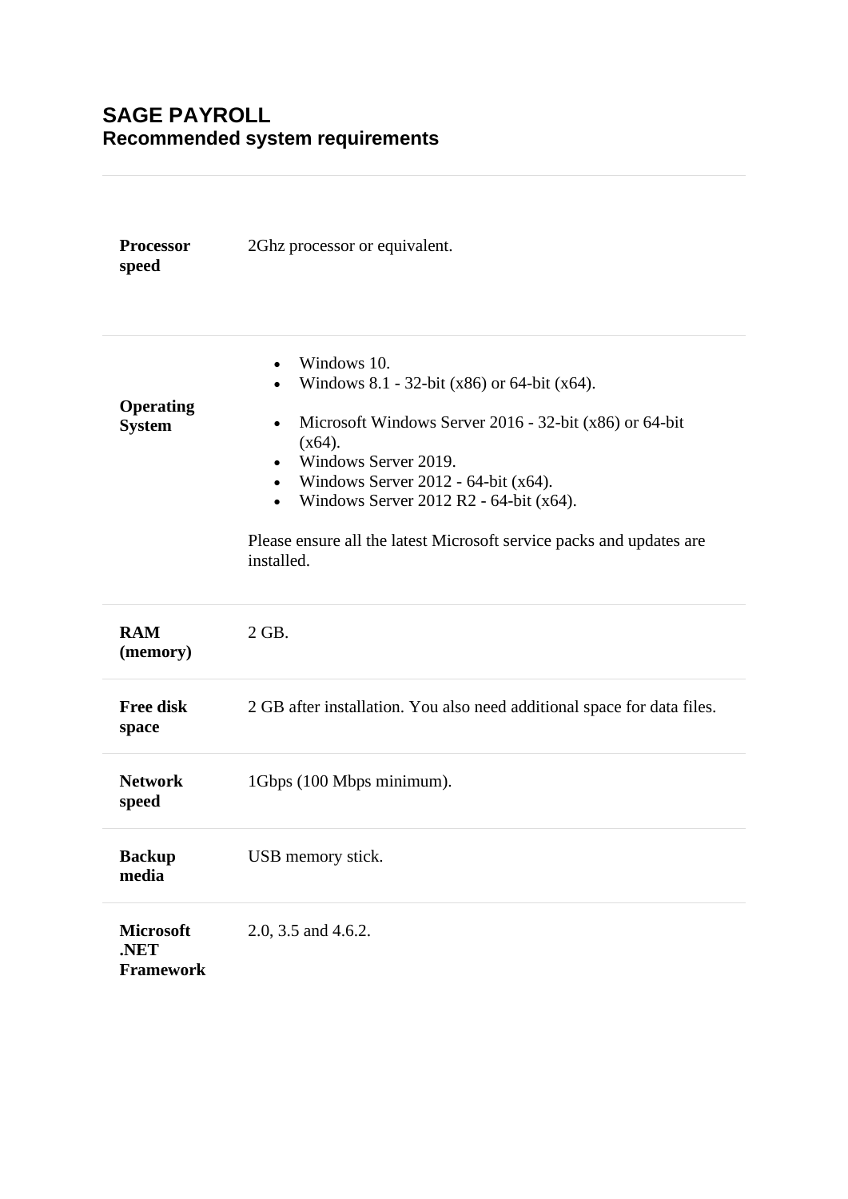# SAGE PAYROLL

## Recommended system requirements

| | |
|---|---|
| **Processor speed** | 2Ghz processor or equivalent. |
| **Operating System** | • Windows 10.<br>• Windows 8.1 - 32-bit (x86) or 64-bit (x64).<br><br>• Microsoft Windows Server 2016 - 32-bit (x86) or 64-bit (x64).<br>• Windows Server 2019.<br>• Windows Server 2012 - 64-bit (x64).<br>• Windows Server 2012 R2 - 64-bit (x64).<br><br>Please ensure all the latest Microsoft service packs and updates are installed. |
| **RAM (memory)** | 2 GB. |
| **Free disk space** | 2 GB after installation. You also need additional space for data files. |
| **Network speed** | 1Gbps (100 Mbps minimum). |
| **Backup media** | USB memory stick. |
| **Microsoft .NET Framework** | 2.0, 3.5 and 4.6.2. |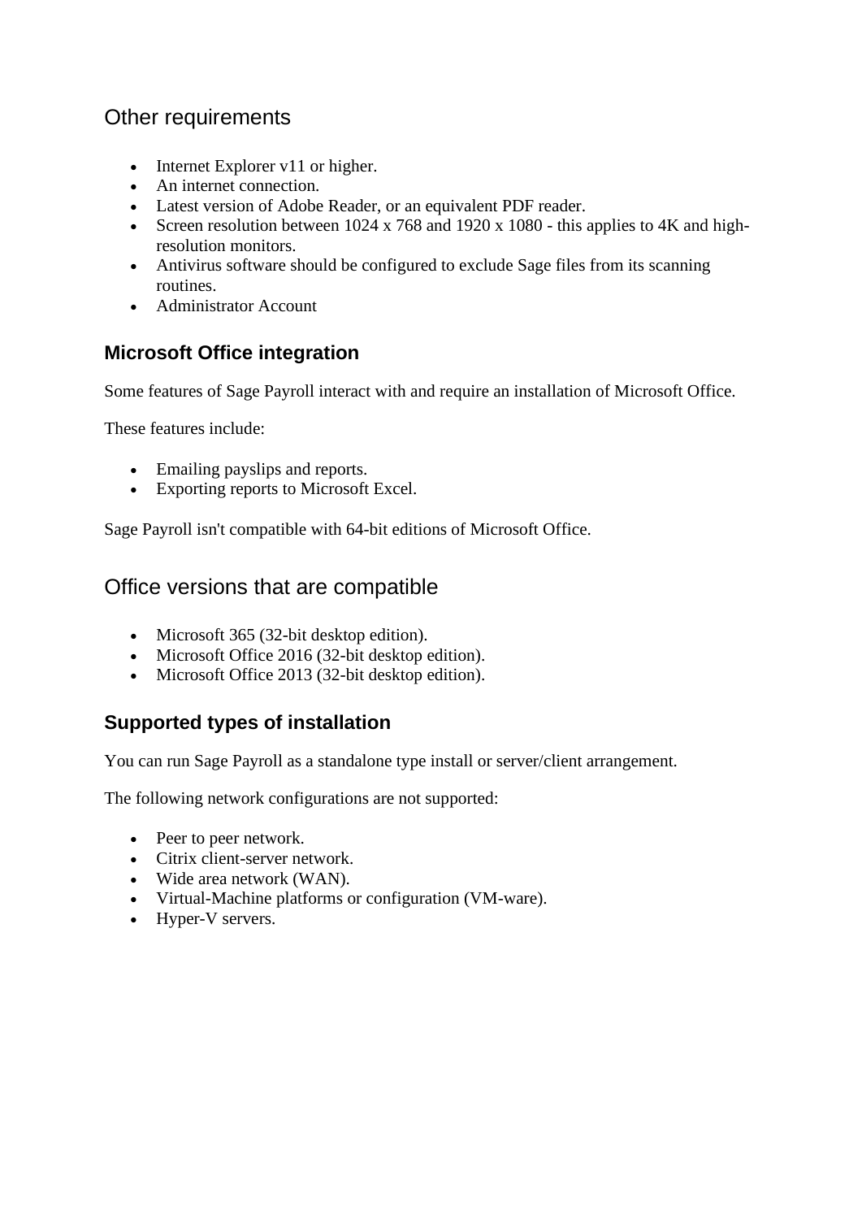## Other requirements

- Internet Explorer v11 or higher.
- An internet connection.
- Latest version of Adobe Reader, or an equivalent PDF reader.
- Screen resolution between 1024 x 768 and 1920 x 1080 - this applies to 4K and high-resolution monitors.
- Antivirus software should be configured to exclude Sage files from its scanning routines.
- Administrator Account

### Microsoft Office integration

Some features of Sage Payroll interact with and require an installation of Microsoft Office.

These features include:

- Emailing payslips and reports.
- Exporting reports to Microsoft Excel.

Sage Payroll isn't compatible with 64-bit editions of Microsoft Office.

## Office versions that are compatible

- Microsoft 365 (32-bit desktop edition).
- Microsoft Office 2016 (32-bit desktop edition).
- Microsoft Office 2013 (32-bit desktop edition).

### Supported types of installation

You can run Sage Payroll as a standalone type install or server/client arrangement.

The following network configurations are not supported:

- Peer to peer network.
- Citrix client-server network.
- Wide area network (WAN).
- Virtual-Machine platforms or configuration (VM-ware).
- Hyper-V servers.